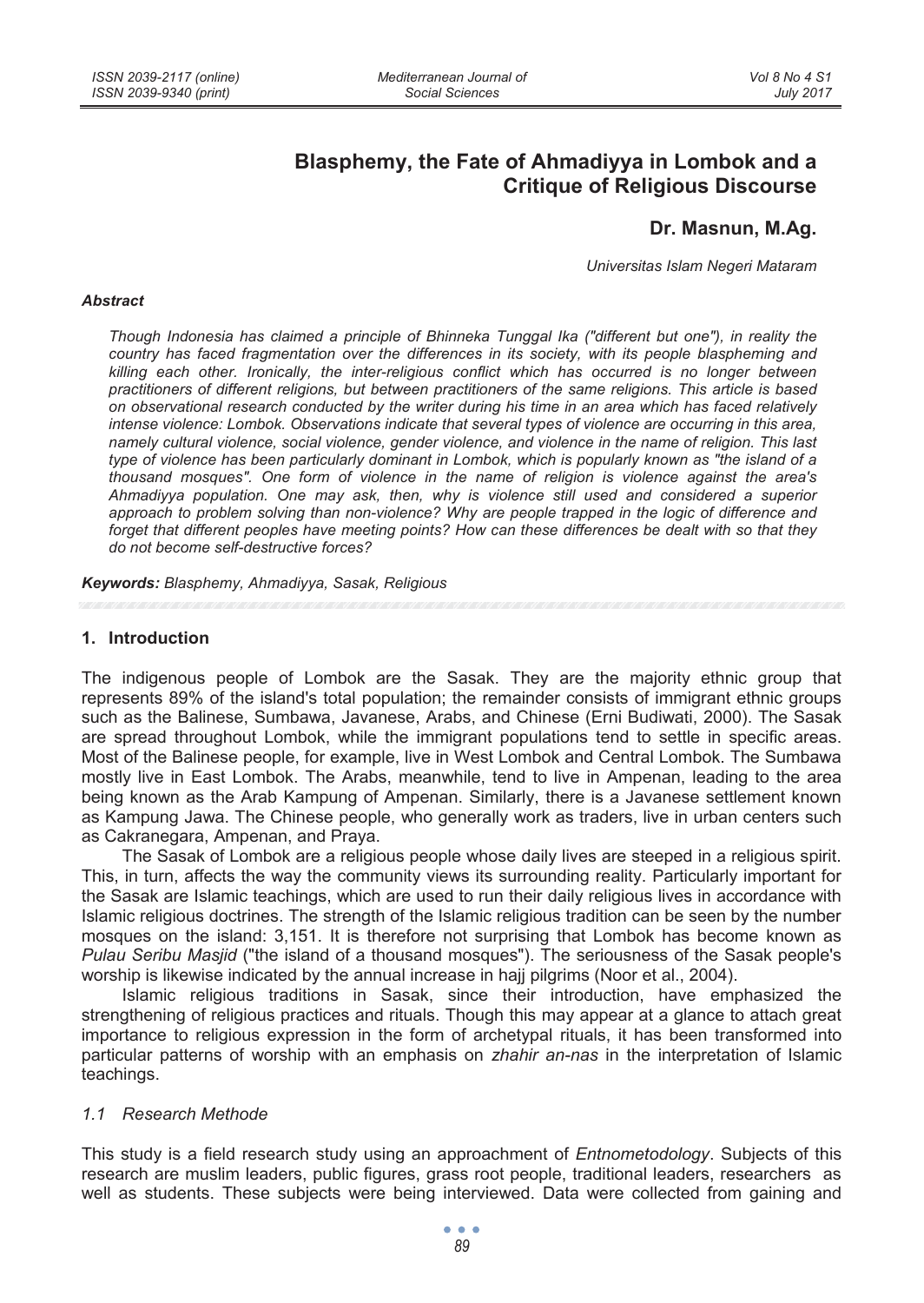# Blasphemy, the Fate of Ahmadiyya in Lombok and a Critique of Religious Discourse

**Dr. Masnun, M.Ag.**

*Universitas Islam Negeri Mataram*

### *Abstract*

*Though Indonesia has claimed a principle of Bhinneka Tunggal Ika ("different but one"), in reality the country has faced fragmentation over the differences in its society, with its people blaspheming and killing each other. Ironically, the inter-religious conflict which has occurred is no longer between practitioners of different religions, but between practitioners of the same religions. This article is based on observational research conducted by the writer during his time in an area which has faced relatively intense violence: Lombok. Observations indicate that several types of violence are occurring in this area, namely cultural violence, social violence, gender violence, and violence in the name of religion. This last type of violence has been particularly dominant in Lombok, which is popularly known as "the island of a thousand mosques". One form of violence in the name of religion is violence against the area's Ahmadiyya population. One may ask, then, why is violence still used and considered a superior approach to problem solving than non-violence? Why are people trapped in the logic of difference and forget that different peoples have meeting points? How can these differences be dealt with so that they do not become self-destructive forces?*

***Keywords:*** *Blasphemy, Ahmadiyya, Sasak, Religious*

## 1. Introduction

The indigenous people of Lombok are the Sasak. They are the majority ethnic group that represents 89% of the island's total population; the remainder consists of immigrant ethnic groups such as the Balinese, Sumbawa, Javanese, Arabs, and Chinese (Erni Budiwati, 2000). The Sasak are spread throughout Lombok, while the immigrant populations tend to settle in specific areas. Most of the Balinese people, for example, live in West Lombok and Central Lombok. The Sumbawa mostly live in East Lombok. The Arabs, meanwhile, tend to live in Ampenan, leading to the area being known as the Arab Kampung of Ampenan. Similarly, there is a Javanese settlement known as Kampung Jawa. The Chinese people, who generally work as traders, live in urban centers such as Cakranegara, Ampenan, and Praya.

The Sasak of Lombok are a religious people whose daily lives are steeped in a religious spirit. This, in turn, affects the way the community views its surrounding reality. Particularly important for the Sasak are Islamic teachings, which are used to run their daily religious lives in accordance with Islamic religious doctrines. The strength of the Islamic religious tradition can be seen by the number mosques on the island: 3,151. It is therefore not surprising that Lombok has become known as *Pulau Seribu Masjid* ("the island of a thousand mosques"). The seriousness of the Sasak people's worship is likewise indicated by the annual increase in hajj pilgrims (Noor et al., 2004).

Islamic religious traditions in Sasak, since their introduction, have emphasized the strengthening of religious practices and rituals. Though this may appear at a glance to attach great importance to religious expression in the form of archetypal rituals, it has been transformed into particular patterns of worship with an emphasis on *zhahir an-nas* in the interpretation of Islamic teachings.

### *1.1 Research Methode*

This study is a field research study using an approachment of *Entnometodology*. Subjects of this research are muslim leaders, public figures, grass root people, traditional leaders, researchers as well as students. These subjects were being interviewed. Data were collected from gaining and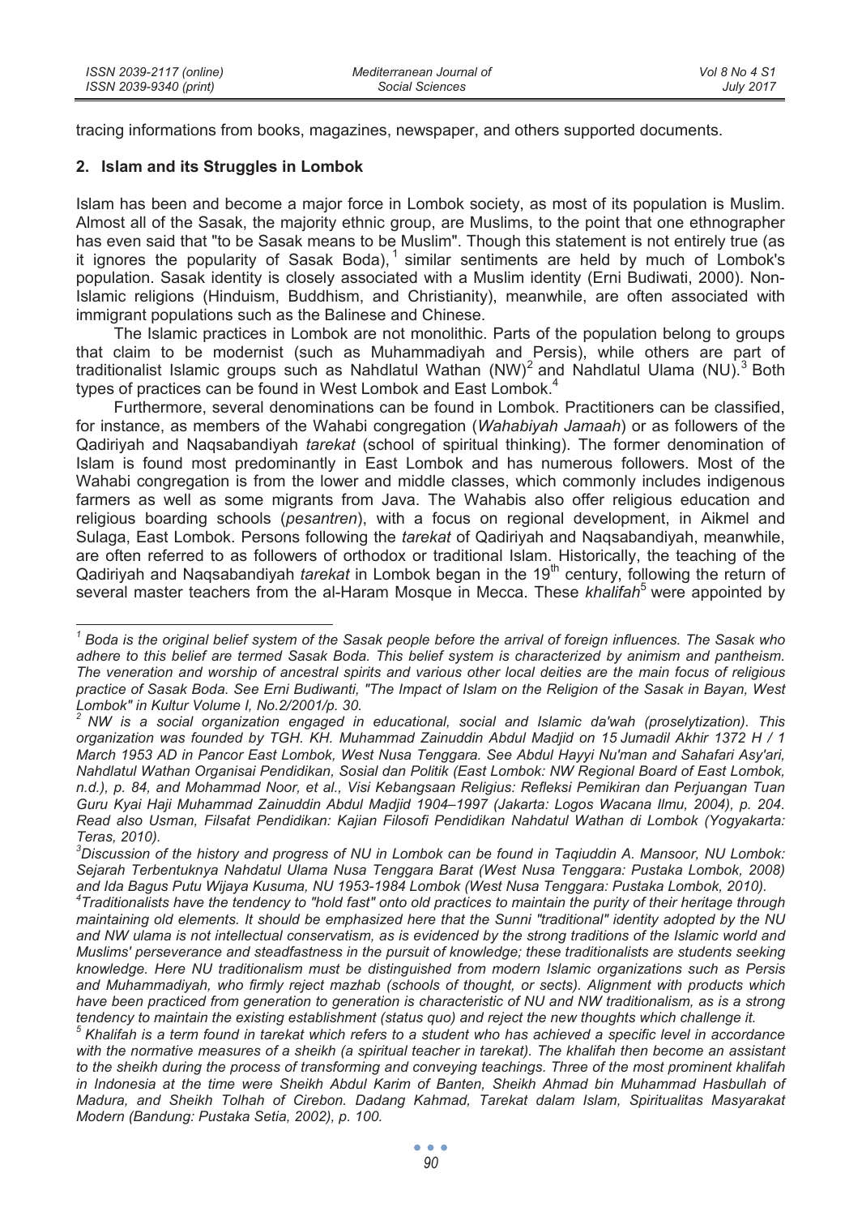tracing informations from books, magazines, newspaper, and others supported documents.

## 2. Islam and its Struggles in Lombok

Islam has been and become a major force in Lombok society, as most of its population is Muslim. Almost all of the Sasak, the majority ethnic group, are Muslims, to the point that one ethnographer has even said that "to be Sasak means to be Muslim". Though this statement is not entirely true (as it ignores the popularity of Sasak Boda),[1] similar sentiments are held by much of Lombok's population. Sasak identity is closely associated with a Muslim identity (Erni Budiwati, 2000). Non-Islamic religions (Hinduism, Buddhism, and Christianity), meanwhile, are often associated with immigrant populations such as the Balinese and Chinese.

The Islamic practices in Lombok are not monolithic. Parts of the population belong to groups that claim to be modernist (such as Muhammadiyah and Persis), while others are part of traditionalist Islamic groups such as Nahdlatul Wathan (NW)[2] and Nahdlatul Ulama (NU).[3] Both types of practices can be found in West Lombok and East Lombok.[4]

Furthermore, several denominations can be found in Lombok. Practitioners can be classified, for instance, as members of the Wahabi congregation (*Wahabiyah Jamaah*) or as followers of the Qadiriyah and Naqsabandiyah *tarekat* (school of spiritual thinking). The former denomination of Islam is found most predominantly in East Lombok and has numerous followers. Most of the Wahabi congregation is from the lower and middle classes, which commonly includes indigenous farmers as well as some migrants from Java. The Wahabis also offer religious education and religious boarding schools (*pesantren*), with a focus on regional development, in Aikmel and Sulaga, East Lombok. Persons following the *tarekat* of Qadiriyah and Naqsabandiyah, meanwhile, are often referred to as followers of orthodox or traditional Islam. Historically, the teaching of the Qadiriyah and Naqsabandiyah *tarekat* in Lombok began in the 19th century, following the return of several master teachers from the al-Haram Mosque in Mecca. These *khalifah*[5] were appointed by

---

*[1] Boda is the original belief system of the Sasak people before the arrival of foreign influences. The Sasak who adhere to this belief are termed Sasak Boda. This belief system is characterized by animism and pantheism. The veneration and worship of ancestral spirits and various other local deities are the main focus of religious practice of Sasak Boda. See Erni Budiwanti, "The Impact of Islam on the Religion of the Sasak in Bayan, West Lombok" in Kultur Volume I, No.2/2001/p. 30.*

*[2] NW is a social organization engaged in educational, social and Islamic da'wah (proselytization). This organization was founded by TGH. KH. Muhammad Zainuddin Abdul Madjid on 15 Jumadil Akhir 1372 H / 1 March 1953 AD in Pancor East Lombok, West Nusa Tenggara. See Abdul Hayyi Nu'man and Sahafari Asy'ari, Nahdlatul Wathan Organisai Pendidikan, Sosial dan Politik (East Lombok: NW Regional Board of East Lombok, n.d.), p. 84, and Mohammad Noor, et al., Visi Kebangsaan Religius: Refleksi Pemikiran dan Perjuangan Tuan Guru Kyai Haji Muhammad Zainuddin Abdul Madjid 1904–1997 (Jakarta: Logos Wacana Ilmu, 2004), p. 204. Read also Usman, Filsafat Pendidikan: Kajian Filosofi Pendidikan Nahdatul Wathan di Lombok (Yogyakarta: Teras, 2010).*

*[3] Discussion of the history and progress of NU in Lombok can be found in Taqiuddin A. Mansoor, NU Lombok: Sejarah Terbentuknya Nahdatul Ulama Nusa Tenggara Barat (West Nusa Tenggara: Pustaka Lombok, 2008) and Ida Bagus Putu Wijaya Kusuma, NU 1953-1984 Lombok (West Nusa Tenggara: Pustaka Lombok, 2010).*

*[4] Traditionalists have the tendency to "hold fast" onto old practices to maintain the purity of their heritage through maintaining old elements. It should be emphasized here that the Sunni "traditional" identity adopted by the NU and NW ulama is not intellectual conservatism, as is evidenced by the strong traditions of the Islamic world and Muslims' perseverance and steadfastness in the pursuit of knowledge; these traditionalists are students seeking knowledge. Here NU traditionalism must be distinguished from modern Islamic organizations such as Persis and Muhammadiyah, who firmly reject mazhab (schools of thought, or sects). Alignment with products which have been practiced from generation to generation is characteristic of NU and NW traditionalism, as is a strong tendency to maintain the existing establishment (status quo) and reject the new thoughts which challenge it.*

*[5] Khalifah is a term found in tarekat which refers to a student who has achieved a specific level in accordance with the normative measures of a sheikh (a spiritual teacher in tarekat). The khalifah then become an assistant to the sheikh during the process of transforming and conveying teachings. Three of the most prominent khalifah in Indonesia at the time were Sheikh Abdul Karim of Banten, Sheikh Ahmad bin Muhammad Hasbullah of Madura, and Sheikh Tolhah of Cirebon. Dadang Kahmad, Tarekat dalam Islam, Spiritualitas Masyarakat Modern (Bandung: Pustaka Setia, 2002), p. 100.*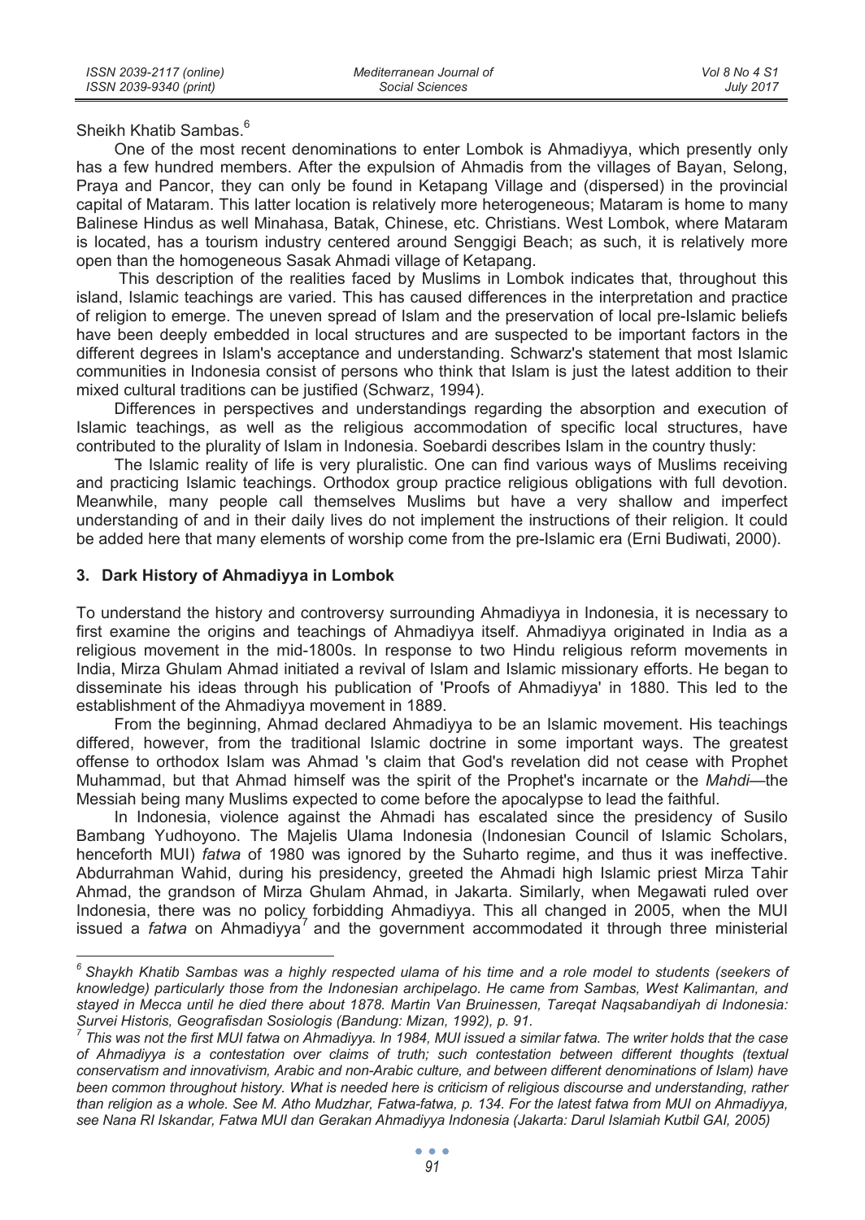Sheikh Khatib Sambas.[6]

One of the most recent denominations to enter Lombok is Ahmadiyya, which presently only has a few hundred members. After the expulsion of Ahmadis from the villages of Bayan, Selong, Praya and Pancor, they can only be found in Ketapang Village and (dispersed) in the provincial capital of Mataram. This latter location is relatively more heterogeneous; Mataram is home to many Balinese Hindus as well Minahasa, Batak, Chinese, etc. Christians. West Lombok, where Mataram is located, has a tourism industry centered around Senggigi Beach; as such, it is relatively more open than the homogeneous Sasak Ahmadi village of Ketapang.

This description of the realities faced by Muslims in Lombok indicates that, throughout this island, Islamic teachings are varied. This has caused differences in the interpretation and practice of religion to emerge. The uneven spread of Islam and the preservation of local pre-Islamic beliefs have been deeply embedded in local structures and are suspected to be important factors in the different degrees in Islam's acceptance and understanding. Schwarz's statement that most Islamic communities in Indonesia consist of persons who think that Islam is just the latest addition to their mixed cultural traditions can be justified (Schwarz, 1994).

Differences in perspectives and understandings regarding the absorption and execution of Islamic teachings, as well as the religious accommodation of specific local structures, have contributed to the plurality of Islam in Indonesia. Soebardi describes Islam in the country thusly:

The Islamic reality of life is very pluralistic. One can find various ways of Muslims receiving and practicing Islamic teachings. Orthodox group practice religious obligations with full devotion. Meanwhile, many people call themselves Muslims but have a very shallow and imperfect understanding of and in their daily lives do not implement the instructions of their religion. It could be added here that many elements of worship come from the pre-Islamic era (Erni Budiwati, 2000).

## 3. Dark History of Ahmadiyya in Lombok

To understand the history and controversy surrounding Ahmadiyya in Indonesia, it is necessary to first examine the origins and teachings of Ahmadiyya itself. Ahmadiyya originated in India as a religious movement in the mid-1800s. In response to two Hindu religious reform movements in India, Mirza Ghulam Ahmad initiated a revival of Islam and Islamic missionary efforts. He began to disseminate his ideas through his publication of 'Proofs of Ahmadiyya' in 1880. This led to the establishment of the Ahmadiyya movement in 1889.

From the beginning, Ahmad declared Ahmadiyya to be an Islamic movement. His teachings differed, however, from the traditional Islamic doctrine in some important ways. The greatest offense to orthodox Islam was Ahmad 's claim that God's revelation did not cease with Prophet Muhammad, but that Ahmad himself was the spirit of the Prophet's incarnate or the *Mahdi*—the Messiah being many Muslims expected to come before the apocalypse to lead the faithful.

In Indonesia, violence against the Ahmadi has escalated since the presidency of Susilo Bambang Yudhoyono. The Majelis Ulama Indonesia (Indonesian Council of Islamic Scholars, henceforth MUI) *fatwa* of 1980 was ignored by the Suharto regime, and thus it was ineffective. Abdurrahman Wahid, during his presidency, greeted the Ahmadi high Islamic priest Mirza Tahir Ahmad, the grandson of Mirza Ghulam Ahmad, in Jakarta. Similarly, when Megawati ruled over Indonesia, there was no policy forbidding Ahmadiyya. This all changed in 2005, when the MUI issued a *fatwa* on Ahmadiyya[7] and the government accommodated it through three ministerial

---

[6] *Shaykh Khatib Sambas was a highly respected ulama of his time and a role model to students (seekers of knowledge) particularly those from the Indonesian archipelago. He came from Sambas, West Kalimantan, and stayed in Mecca until he died there about 1878. Martin Van Bruinessen, Tareqat Naqsabandiyah di Indonesia: Survei Historis, Geografisdan Sosiologis (Bandung: Mizan, 1992), p. 91.*

[7] *This was not the first MUI fatwa on Ahmadiyya. In 1984, MUI issued a similar fatwa. The writer holds that the case of Ahmadiyya is a contestation over claims of truth; such contestation between different thoughts (textual conservatism and innovativism, Arabic and non-Arabic culture, and between different denominations of Islam) have been common throughout history. What is needed here is criticism of religious discourse and understanding, rather than religion as a whole. See M. Atho Mudzhar, Fatwa-fatwa, p. 134. For the latest fatwa from MUI on Ahmadiyya, see Nana RI Iskandar, Fatwa MUI dan Gerakan Ahmadiyya Indonesia (Jakarta: Darul Islamiah Kutbil GAI, 2005)*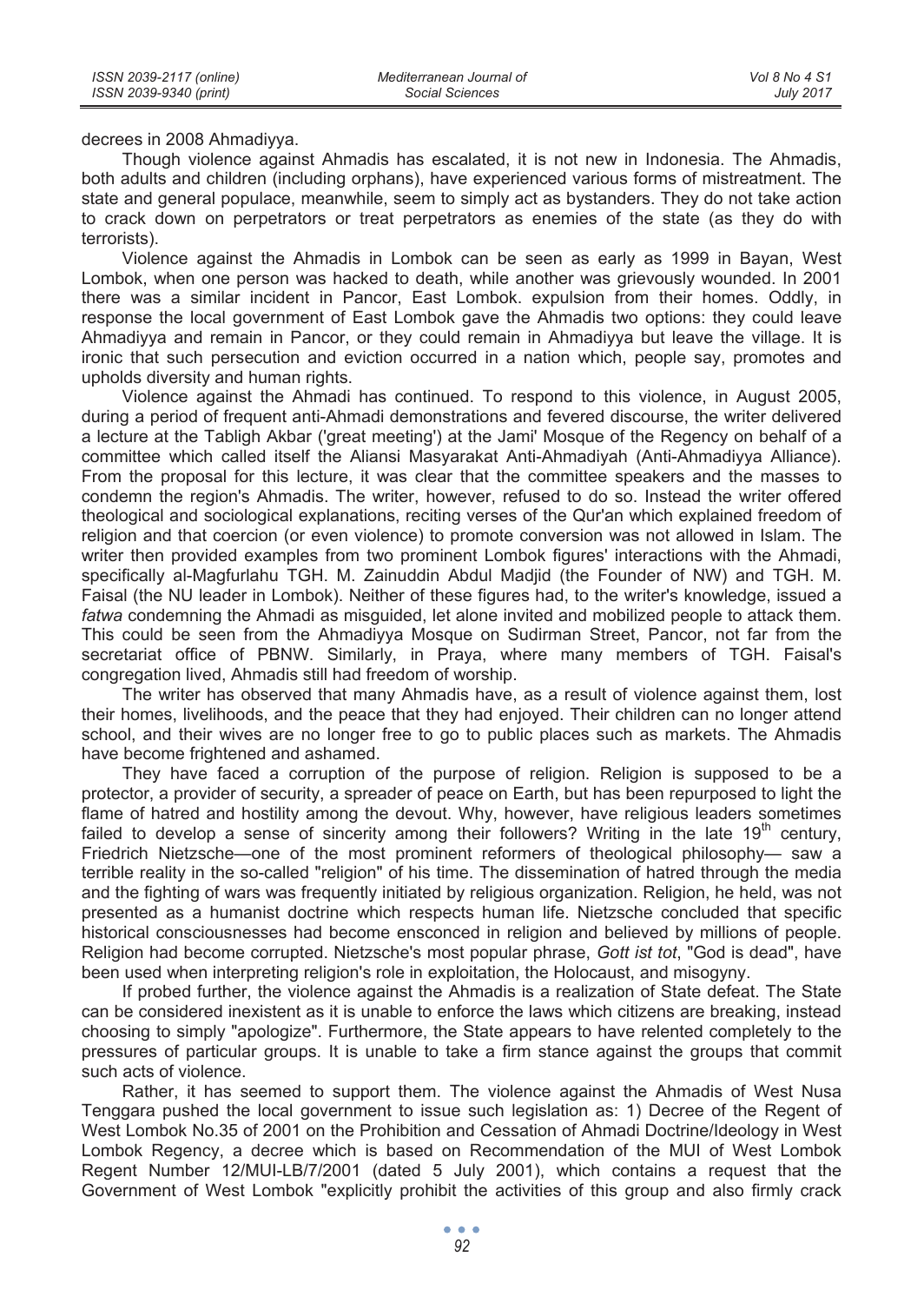decrees in 2008 Ahmadiyya.

Though violence against Ahmadis has escalated, it is not new in Indonesia. The Ahmadis, both adults and children (including orphans), have experienced various forms of mistreatment. The state and general populace, meanwhile, seem to simply act as bystanders. They do not take action to crack down on perpetrators or treat perpetrators as enemies of the state (as they do with terrorists).

Violence against the Ahmadis in Lombok can be seen as early as 1999 in Bayan, West Lombok, when one person was hacked to death, while another was grievously wounded. In 2001 there was a similar incident in Pancor, East Lombok. expulsion from their homes. Oddly, in response the local government of East Lombok gave the Ahmadis two options: they could leave Ahmadiyya and remain in Pancor, or they could remain in Ahmadiyya but leave the village. It is ironic that such persecution and eviction occurred in a nation which, people say, promotes and upholds diversity and human rights.

Violence against the Ahmadi has continued. To respond to this violence, in August 2005, during a period of frequent anti-Ahmadi demonstrations and fevered discourse, the writer delivered a lecture at the Tabligh Akbar ('great meeting') at the Jami' Mosque of the Regency on behalf of a committee which called itself the Aliansi Masyarakat Anti-Ahmadiyah (Anti-Ahmadiyya Alliance). From the proposal for this lecture, it was clear that the committee speakers and the masses to condemn the region's Ahmadis. The writer, however, refused to do so. Instead the writer offered theological and sociological explanations, reciting verses of the Qur'an which explained freedom of religion and that coercion (or even violence) to promote conversion was not allowed in Islam. The writer then provided examples from two prominent Lombok figures' interactions with the Ahmadi, specifically al-Magfurlahu TGH. M. Zainuddin Abdul Madjid (the Founder of NW) and TGH. M. Faisal (the NU leader in Lombok). Neither of these figures had, to the writer's knowledge, issued a *fatwa* condemning the Ahmadi as misguided, let alone invited and mobilized people to attack them. This could be seen from the Ahmadiyya Mosque on Sudirman Street, Pancor, not far from the secretariat office of PBNW. Similarly, in Praya, where many members of TGH. Faisal's congregation lived, Ahmadis still had freedom of worship.

The writer has observed that many Ahmadis have, as a result of violence against them, lost their homes, livelihoods, and the peace that they had enjoyed. Their children can no longer attend school, and their wives are no longer free to go to public places such as markets. The Ahmadis have become frightened and ashamed.

They have faced a corruption of the purpose of religion. Religion is supposed to be a protector, a provider of security, a spreader of peace on Earth, but has been repurposed to light the flame of hatred and hostility among the devout. Why, however, have religious leaders sometimes failed to develop a sense of sincerity among their followers? Writing in the late 19th century, Friedrich Nietzsche—one of the most prominent reformers of theological philosophy— saw a terrible reality in the so-called "religion" of his time. The dissemination of hatred through the media and the fighting of wars was frequently initiated by religious organization. Religion, he held, was not presented as a humanist doctrine which respects human life. Nietzsche concluded that specific historical consciousnesses had become ensconced in religion and believed by millions of people. Religion had become corrupted. Nietzsche's most popular phrase, *Gott ist tot*, "God is dead", have been used when interpreting religion's role in exploitation, the Holocaust, and misogyny.

If probed further, the violence against the Ahmadis is a realization of State defeat. The State can be considered inexistent as it is unable to enforce the laws which citizens are breaking, instead choosing to simply "apologize". Furthermore, the State appears to have relented completely to the pressures of particular groups. It is unable to take a firm stance against the groups that commit such acts of violence.

Rather, it has seemed to support them. The violence against the Ahmadis of West Nusa Tenggara pushed the local government to issue such legislation as: 1) Decree of the Regent of West Lombok No.35 of 2001 on the Prohibition and Cessation of Ahmadi Doctrine/Ideology in West Lombok Regency, a decree which is based on Recommendation of the MUI of West Lombok Regent Number 12/MUI-LB/7/2001 (dated 5 July 2001), which contains a request that the Government of West Lombok "explicitly prohibit the activities of this group and also firmly crack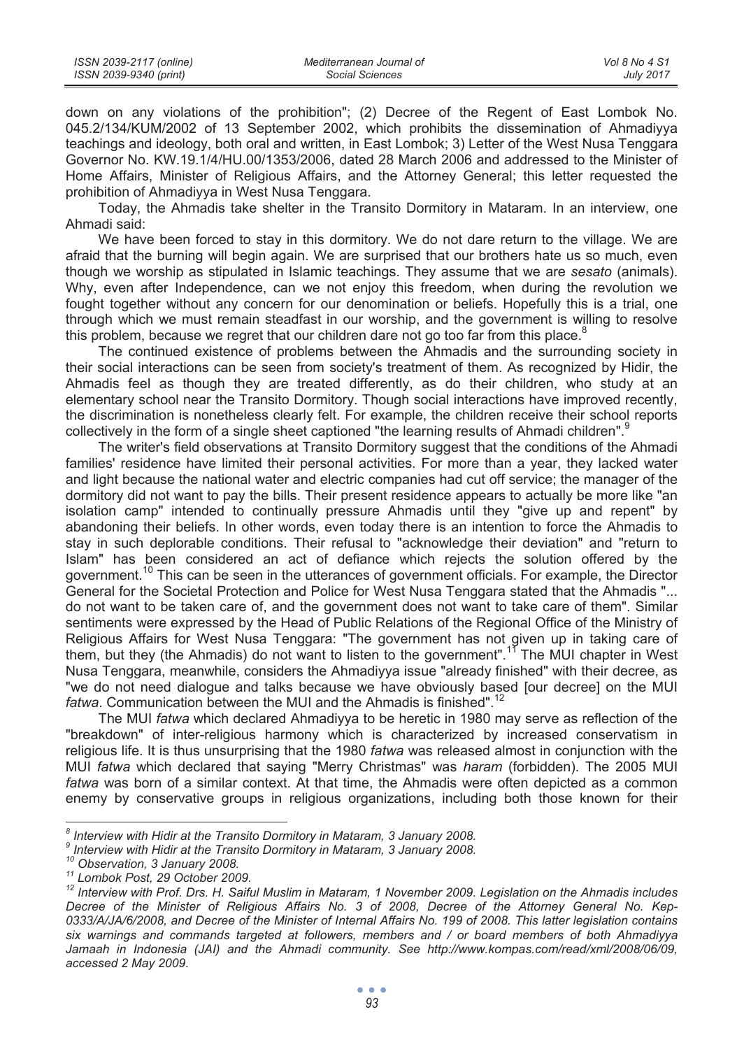down on any violations of the prohibition"; (2) Decree of the Regent of East Lombok No. 045.2/134/KUM/2002 of 13 September 2002, which prohibits the dissemination of Ahmadiyya teachings and ideology, both oral and written, in East Lombok; 3) Letter of the West Nusa Tenggara Governor No. KW.19.1/4/HU.00/1353/2006, dated 28 March 2006 and addressed to the Minister of Home Affairs, Minister of Religious Affairs, and the Attorney General; this letter requested the prohibition of Ahmadiyya in West Nusa Tenggara.

Today, the Ahmadis take shelter in the Transito Dormitory in Mataram. In an interview, one Ahmadi said:

We have been forced to stay in this dormitory. We do not dare return to the village. We are afraid that the burning will begin again. We are surprised that our brothers hate us so much, even though we worship as stipulated in Islamic teachings. They assume that we are *sesato* (animals). Why, even after Independence, can we not enjoy this freedom, when during the revolution we fought together without any concern for our denomination or beliefs. Hopefully this is a trial, one through which we must remain steadfast in our worship, and the government is willing to resolve this problem, because we regret that our children dare not go too far from this place.[8]

The continued existence of problems between the Ahmadis and the surrounding society in their social interactions can be seen from society's treatment of them. As recognized by Hidir, the Ahmadis feel as though they are treated differently, as do their children, who study at an elementary school near the Transito Dormitory. Though social interactions have improved recently, the discrimination is nonetheless clearly felt. For example, the children receive their school reports collectively in the form of a single sheet captioned "the learning results of Ahmadi children".[9]

The writer's field observations at Transito Dormitory suggest that the conditions of the Ahmadi families' residence have limited their personal activities. For more than a year, they lacked water and light because the national water and electric companies had cut off service; the manager of the dormitory did not want to pay the bills. Their present residence appears to actually be more like "an isolation camp" intended to continually pressure Ahmadis until they "give up and repent" by abandoning their beliefs. In other words, even today there is an intention to force the Ahmadis to stay in such deplorable conditions. Their refusal to "acknowledge their deviation" and "return to Islam" has been considered an act of defiance which rejects the solution offered by the government.[10] This can be seen in the utterances of government officials. For example, the Director General for the Societal Protection and Police for West Nusa Tenggara stated that the Ahmadis "... do not want to be taken care of, and the government does not want to take care of them". Similar sentiments were expressed by the Head of Public Relations of the Regional Office of the Ministry of Religious Affairs for West Nusa Tenggara: "The government has not given up in taking care of them, but they (the Ahmadis) do not want to listen to the government".[11] The MUI chapter in West Nusa Tenggara, meanwhile, considers the Ahmadiyya issue "already finished" with their decree, as "we do not need dialogue and talks because we have obviously based [our decree] on the MUI *fatwa*. Communication between the MUI and the Ahmadis is finished".[12]

The MUI *fatwa* which declared Ahmadiyya to be heretic in 1980 may serve as reflection of the "breakdown" of inter-religious harmony which is characterized by increased conservatism in religious life. It is thus unsurprising that the 1980 *fatwa* was released almost in conjunction with the MUI *fatwa* which declared that saying "Merry Christmas" was *haram* (forbidden). The 2005 MUI *fatwa* was born of a similar context. At that time, the Ahmadis were often depicted as a common enemy by conservative groups in religious organizations, including both those known for their

---

[8] *Interview with Hidir at the Transito Dormitory in Mataram, 3 January 2008.*

[9] *Interview with Hidir at the Transito Dormitory in Mataram, 3 January 2008.*

[10] *Observation, 3 January 2008.*

[11] *Lombok Post, 29 October 2009.*

[12] *Interview with Prof. Drs. H. Saiful Muslim in Mataram, 1 November 2009. Legislation on the Ahmadis includes Decree of the Minister of Religious Affairs No. 3 of 2008, Decree of the Attorney General No. Kep-0333/A/JA/6/2008, and Decree of the Minister of Internal Affairs No. 199 of 2008. This latter legislation contains six warnings and commands targeted at followers, members and / or board members of both Ahmadiyya Jamaah in Indonesia (JAI) and the Ahmadi community. See http://www.kompas.com/read/xml/2008/06/09, accessed 2 May 2009.*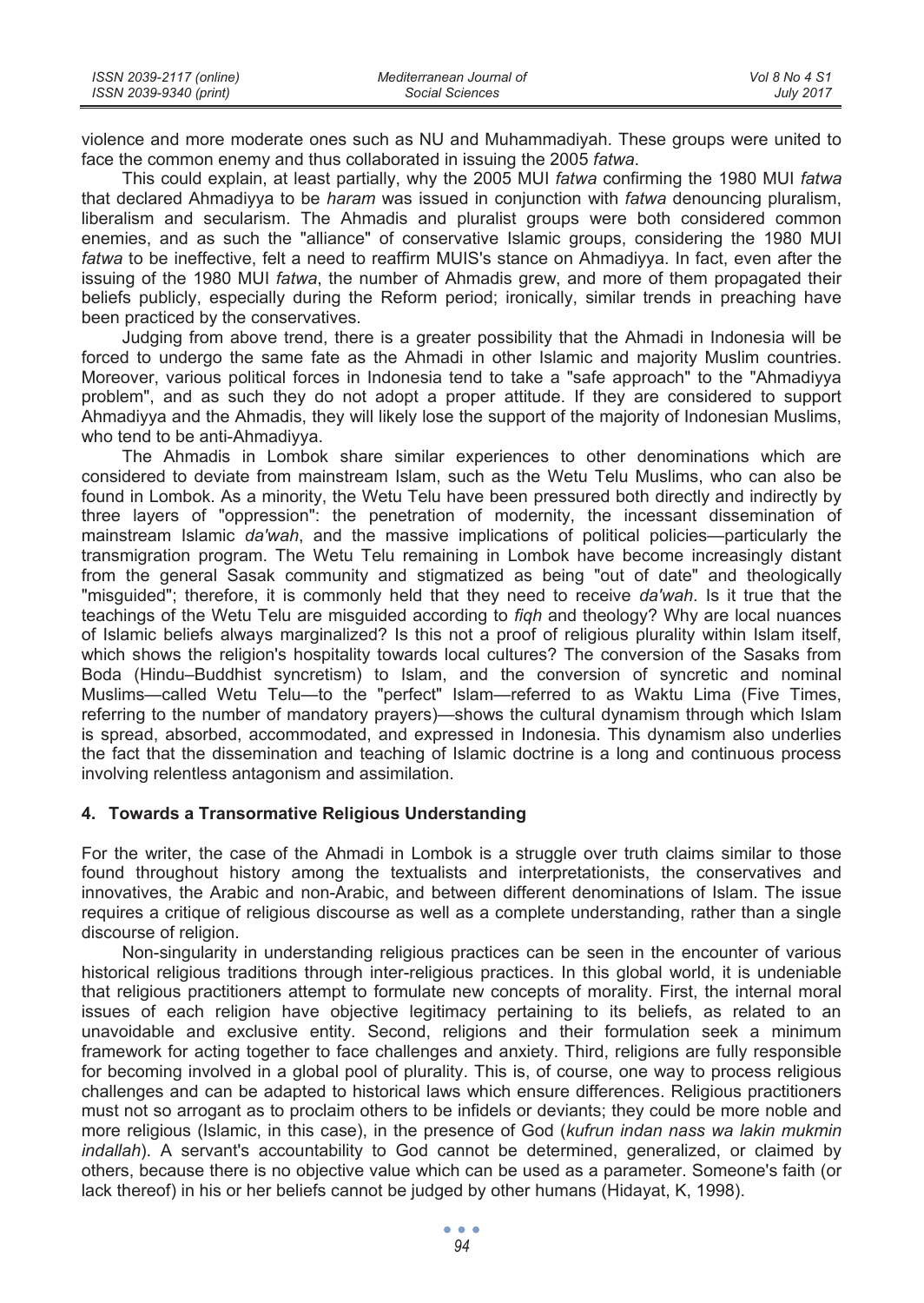violence and more moderate ones such as NU and Muhammadiyah. These groups were united to face the common enemy and thus collaborated in issuing the 2005 *fatwa*.

This could explain, at least partially, why the 2005 MUI *fatwa* confirming the 1980 MUI *fatwa* that declared Ahmadiyya to be *haram* was issued in conjunction with *fatwa* denouncing pluralism, liberalism and secularism. The Ahmadis and pluralist groups were both considered common enemies, and as such the "alliance" of conservative Islamic groups, considering the 1980 MUI *fatwa* to be ineffective, felt a need to reaffirm MUIS's stance on Ahmadiyya. In fact, even after the issuing of the 1980 MUI *fatwa*, the number of Ahmadis grew, and more of them propagated their beliefs publicly, especially during the Reform period; ironically, similar trends in preaching have been practiced by the conservatives.

Judging from above trend, there is a greater possibility that the Ahmadi in Indonesia will be forced to undergo the same fate as the Ahmadi in other Islamic and majority Muslim countries. Moreover, various political forces in Indonesia tend to take a "safe approach" to the "Ahmadiyya problem", and as such they do not adopt a proper attitude. If they are considered to support Ahmadiyya and the Ahmadis, they will likely lose the support of the majority of Indonesian Muslims, who tend to be anti-Ahmadiyya.

The Ahmadis in Lombok share similar experiences to other denominations which are considered to deviate from mainstream Islam, such as the Wetu Telu Muslims, who can also be found in Lombok. As a minority, the Wetu Telu have been pressured both directly and indirectly by three layers of "oppression": the penetration of modernity, the incessant dissemination of mainstream Islamic *da'wah*, and the massive implications of political policies—particularly the transmigration program. The Wetu Telu remaining in Lombok have become increasingly distant from the general Sasak community and stigmatized as being "out of date" and theologically "misguided"; therefore, it is commonly held that they need to receive *da'wah*. Is it true that the teachings of the Wetu Telu are misguided according to *fiqh* and theology? Why are local nuances of Islamic beliefs always marginalized? Is this not a proof of religious plurality within Islam itself, which shows the religion's hospitality towards local cultures? The conversion of the Sasaks from Boda (Hindu–Buddhist syncretism) to Islam, and the conversion of syncretic and nominal Muslims—called Wetu Telu—to the "perfect" Islam—referred to as Waktu Lima (Five Times, referring to the number of mandatory prayers)—shows the cultural dynamism through which Islam is spread, absorbed, accommodated, and expressed in Indonesia. This dynamism also underlies the fact that the dissemination and teaching of Islamic doctrine is a long and continuous process involving relentless antagonism and assimilation.

## 4. Towards a Transormative Religious Understanding

For the writer, the case of the Ahmadi in Lombok is a struggle over truth claims similar to those found throughout history among the textualists and interpretationists, the conservatives and innovatives, the Arabic and non-Arabic, and between different denominations of Islam. The issue requires a critique of religious discourse as well as a complete understanding, rather than a single discourse of religion.

Non-singularity in understanding religious practices can be seen in the encounter of various historical religious traditions through inter-religious practices. In this global world, it is undeniable that religious practitioners attempt to formulate new concepts of morality. First, the internal moral issues of each religion have objective legitimacy pertaining to its beliefs, as related to an unavoidable and exclusive entity. Second, religions and their formulation seek a minimum framework for acting together to face challenges and anxiety. Third, religions are fully responsible for becoming involved in a global pool of plurality. This is, of course, one way to process religious challenges and can be adapted to historical laws which ensure differences. Religious practitioners must not so arrogant as to proclaim others to be infidels or deviants; they could be more noble and more religious (Islamic, in this case), in the presence of God (*kufrun indan nass wa lakin mukmin indallah*). A servant's accountability to God cannot be determined, generalized, or claimed by others, because there is no objective value which can be used as a parameter. Someone's faith (or lack thereof) in his or her beliefs cannot be judged by other humans (Hidayat, K, 1998).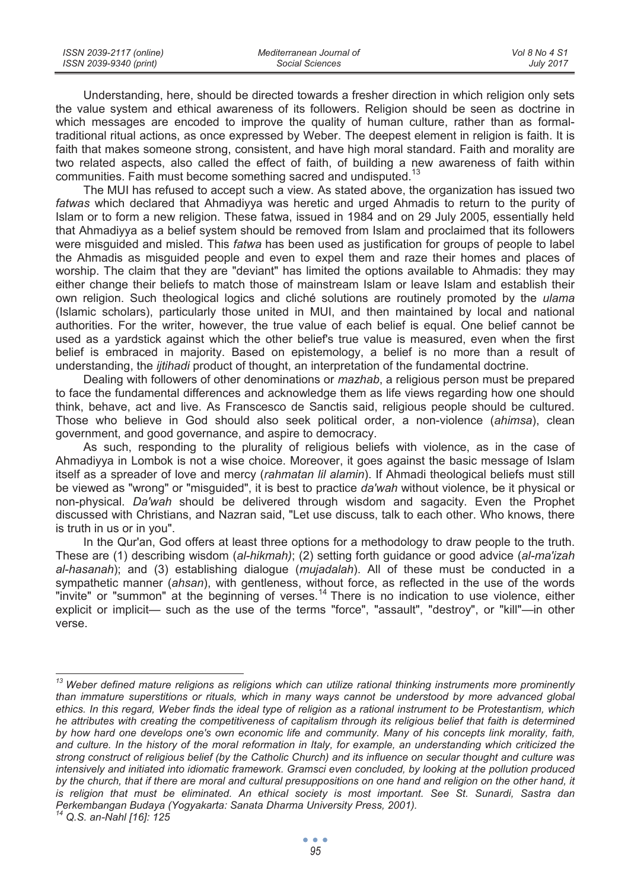Understanding, here, should be directed towards a fresher direction in which religion only sets the value system and ethical awareness of its followers. Religion should be seen as doctrine in which messages are encoded to improve the quality of human culture, rather than as formal-traditional ritual actions, as once expressed by Weber. The deepest element in religion is faith. It is faith that makes someone strong, consistent, and have high moral standard. Faith and morality are two related aspects, also called the effect of faith, of building a new awareness of faith within communities. Faith must become something sacred and undisputed.[13]

The MUI has refused to accept such a view. As stated above, the organization has issued two *fatwas* which declared that Ahmadiyya was heretic and urged Ahmadis to return to the purity of Islam or to form a new religion. These fatwa, issued in 1984 and on 29 July 2005, essentially held that Ahmadiyya as a belief system should be removed from Islam and proclaimed that its followers were misguided and misled. This *fatwa* has been used as justification for groups of people to label the Ahmadis as misguided people and even to expel them and raze their homes and places of worship. The claim that they are "deviant" has limited the options available to Ahmadis: they may either change their beliefs to match those of mainstream Islam or leave Islam and establish their own religion. Such theological logics and cliché solutions are routinely promoted by the *ulama* (Islamic scholars), particularly those united in MUI, and then maintained by local and national authorities. For the writer, however, the true value of each belief is equal. One belief cannot be used as a yardstick against which the other belief's true value is measured, even when the first belief is embraced in majority. Based on epistemology, a belief is no more than a result of understanding, the *ijtihadi* product of thought, an interpretation of the fundamental doctrine.

Dealing with followers of other denominations or *mazhab*, a religious person must be prepared to face the fundamental differences and acknowledge them as life views regarding how one should think, behave, act and live. As Franscesco de Sanctis said, religious people should be cultured. Those who believe in God should also seek political order, a non-violence (*ahimsa*), clean government, and good governance, and aspire to democracy.

As such, responding to the plurality of religious beliefs with violence, as in the case of Ahmadiyya in Lombok is not a wise choice. Moreover, it goes against the basic message of Islam itself as a spreader of love and mercy (*rahmatan lil alamin*). If Ahmadi theological beliefs must still be viewed as "wrong" or "misguided", it is best to practice *da'wah* without violence, be it physical or non-physical. *Da'wah* should be delivered through wisdom and sagacity. Even the Prophet discussed with Christians, and Nazran said, "Let use discuss, talk to each other. Who knows, there is truth in us or in you".

In the Qur'an, God offers at least three options for a methodology to draw people to the truth. These are (1) describing wisdom (*al-hikmah)*; (2) setting forth guidance or good advice (*al-ma'izah al-hasanah*); and (3) establishing dialogue (*mujadalah*). All of these must be conducted in a sympathetic manner (*ahsan*), with gentleness, without force, as reflected in the use of the words "invite" or "summon" at the beginning of verses.[14] There is no indication to use violence, either explicit or implicit— such as the use of the terms "force", "assault", "destroy", or "kill"—in other verse.

---

[13] *Weber defined mature religions as religions which can utilize rational thinking instruments more prominently than immature superstitions or rituals, which in many ways cannot be understood by more advanced global ethics. In this regard, Weber finds the ideal type of religion as a rational instrument to be Protestantism, which he attributes with creating the competitiveness of capitalism through its religious belief that faith is determined by how hard one develops one's own economic life and community. Many of his concepts link morality, faith, and culture. In the history of the moral reformation in Italy, for example, an understanding which criticized the strong construct of religious belief (by the Catholic Church) and its influence on secular thought and culture was intensively and initiated into idiomatic framework. Gramsci even concluded, by looking at the pollution produced by the church, that if there are moral and cultural presuppositions on one hand and religion on the other hand, it is religion that must be eliminated. An ethical society is most important. See St. Sunardi, Sastra dan Perkembangan Budaya (Yogyakarta: Sanata Dharma University Press, 2001).*

[14] *Q.S. an-Nahl [16]: 125*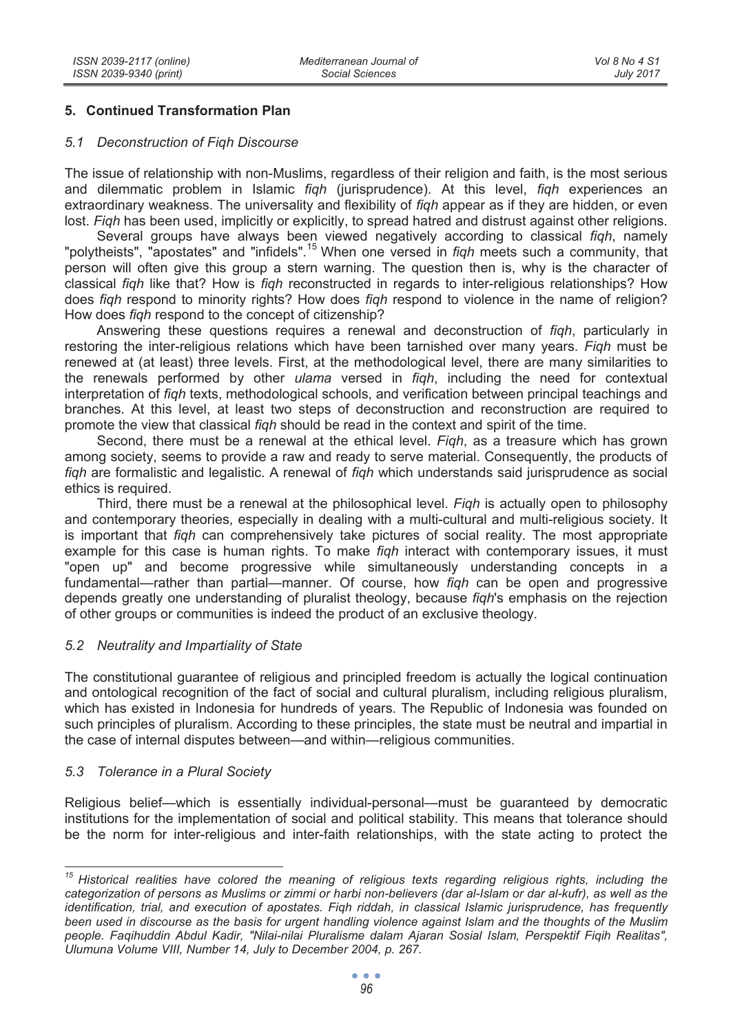## 5. Continued Transformation Plan

### *5.1 Deconstruction of Fiqh Discourse*

The issue of relationship with non-Muslims, regardless of their religion and faith, is the most serious and dilemmatic problem in Islamic *fiqh* (jurisprudence). At this level, *fiqh* experiences an extraordinary weakness. The universality and flexibility of *fiqh* appear as if they are hidden, or even lost. *Fiqh* has been used, implicitly or explicitly, to spread hatred and distrust against other religions.

Several groups have always been viewed negatively according to classical *fiqh*, namely "polytheists", "apostates" and "infidels".[15] When one versed in *fiqh* meets such a community, that person will often give this group a stern warning. The question then is, why is the character of classical *fiqh* like that? How is *fiqh* reconstructed in regards to inter-religious relationships? How does *fiqh* respond to minority rights? How does *fiqh* respond to violence in the name of religion? How does *fiqh* respond to the concept of citizenship?

Answering these questions requires a renewal and deconstruction of *fiqh*, particularly in restoring the inter-religious relations which have been tarnished over many years. *Fiqh* must be renewed at (at least) three levels. First, at the methodological level, there are many similarities to the renewals performed by other *ulama* versed in *fiqh*, including the need for contextual interpretation of *fiqh* texts, methodological schools, and verification between principal teachings and branches. At this level, at least two steps of deconstruction and reconstruction are required to promote the view that classical *fiqh* should be read in the context and spirit of the time.

Second, there must be a renewal at the ethical level. *Fiqh*, as a treasure which has grown among society, seems to provide a raw and ready to serve material. Consequently, the products of *fiqh* are formalistic and legalistic. A renewal of *fiqh* which understands said jurisprudence as social ethics is required.

Third, there must be a renewal at the philosophical level. *Fiqh* is actually open to philosophy and contemporary theories, especially in dealing with a multi-cultural and multi-religious society. It is important that *fiqh* can comprehensively take pictures of social reality. The most appropriate example for this case is human rights. To make *fiqh* interact with contemporary issues, it must "open up" and become progressive while simultaneously understanding concepts in a fundamental—rather than partial—manner. Of course, how *fiqh* can be open and progressive depends greatly one understanding of pluralist theology, because *fiqh*'s emphasis on the rejection of other groups or communities is indeed the product of an exclusive theology.

### *5.2 Neutrality and Impartiality of State*

The constitutional guarantee of religious and principled freedom is actually the logical continuation and ontological recognition of the fact of social and cultural pluralism, including religious pluralism, which has existed in Indonesia for hundreds of years. The Republic of Indonesia was founded on such principles of pluralism. According to these principles, the state must be neutral and impartial in the case of internal disputes between—and within—religious communities.

### *5.3 Tolerance in a Plural Society*

Religious belief—which is essentially individual-personal—must be guaranteed by democratic institutions for the implementation of social and political stability. This means that tolerance should be the norm for inter-religious and inter-faith relationships, with the state acting to protect the

---

[15] *Historical realities have colored the meaning of religious texts regarding religious rights, including the categorization of persons as Muslims or zimmi or harbi non-believers (dar al-Islam or dar al-kufr), as well as the identification, trial, and execution of apostates. Fiqh riddah, in classical Islamic jurisprudence, has frequently been used in discourse as the basis for urgent handling violence against Islam and the thoughts of the Muslim people. Faqihuddin Abdul Kadir, "Nilai-nilai Pluralisme dalam Ajaran Sosial Islam, Perspektif Fiqih Realitas", Ulumuna Volume VIII, Number 14, July to December 2004, p. 267.*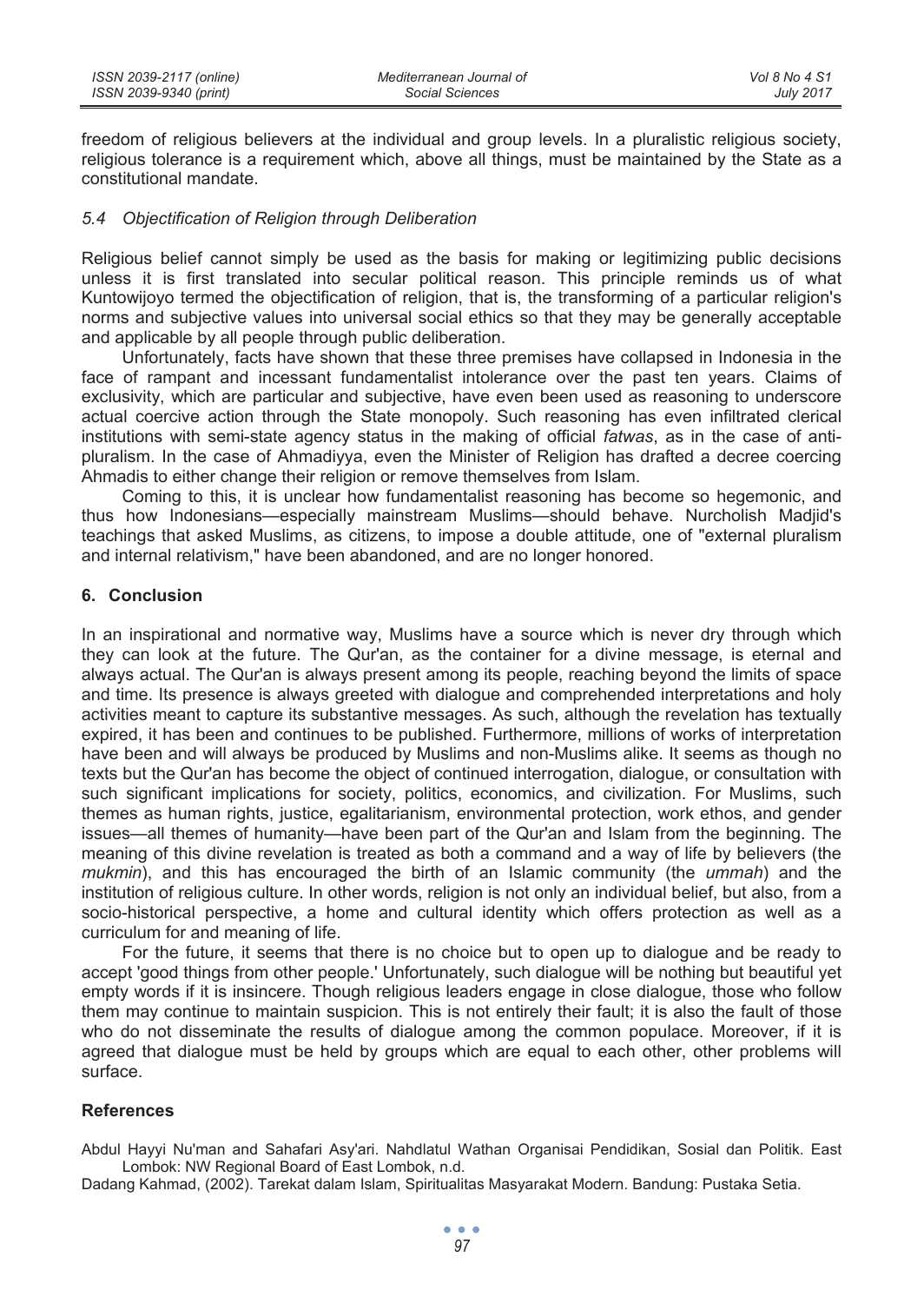freedom of religious believers at the individual and group levels. In a pluralistic religious society, religious tolerance is a requirement which, above all things, must be maintained by the State as a constitutional mandate.

### *5.4 Objectification of Religion through Deliberation*

Religious belief cannot simply be used as the basis for making or legitimizing public decisions unless it is first translated into secular political reason. This principle reminds us of what Kuntowijoyo termed the objectification of religion, that is, the transforming of a particular religion's norms and subjective values into universal social ethics so that they may be generally acceptable and applicable by all people through public deliberation.

Unfortunately, facts have shown that these three premises have collapsed in Indonesia in the face of rampant and incessant fundamentalist intolerance over the past ten years. Claims of exclusivity, which are particular and subjective, have even been used as reasoning to underscore actual coercive action through the State monopoly. Such reasoning has even infiltrated clerical institutions with semi-state agency status in the making of official *fatwas*, as in the case of anti-pluralism. In the case of Ahmadiyya, even the Minister of Religion has drafted a decree coercing Ahmadis to either change their religion or remove themselves from Islam.

Coming to this, it is unclear how fundamentalist reasoning has become so hegemonic, and thus how Indonesians—especially mainstream Muslims—should behave. Nurcholish Madjid's teachings that asked Muslims, as citizens, to impose a double attitude, one of "external pluralism and internal relativism," have been abandoned, and are no longer honored.

## 6. Conclusion

In an inspirational and normative way, Muslims have a source which is never dry through which they can look at the future. The Qur'an, as the container for a divine message, is eternal and always actual. The Qur'an is always present among its people, reaching beyond the limits of space and time. Its presence is always greeted with dialogue and comprehended interpretations and holy activities meant to capture its substantive messages. As such, although the revelation has textually expired, it has been and continues to be published. Furthermore, millions of works of interpretation have been and will always be produced by Muslims and non-Muslims alike. It seems as though no texts but the Qur'an has become the object of continued interrogation, dialogue, or consultation with such significant implications for society, politics, economics, and civilization. For Muslims, such themes as human rights, justice, egalitarianism, environmental protection, work ethos, and gender issues—all themes of humanity—have been part of the Qur'an and Islam from the beginning. The meaning of this divine revelation is treated as both a command and a way of life by believers (the *mukmin*), and this has encouraged the birth of an Islamic community (the *ummah*) and the institution of religious culture. In other words, religion is not only an individual belief, but also, from a socio-historical perspective, a home and cultural identity which offers protection as well as a curriculum for and meaning of life.

For the future, it seems that there is no choice but to open up to dialogue and be ready to accept 'good things from other people.' Unfortunately, such dialogue will be nothing but beautiful yet empty words if it is insincere. Though religious leaders engage in close dialogue, those who follow them may continue to maintain suspicion. This is not entirely their fault; it is also the fault of those who do not disseminate the results of dialogue among the common populace. Moreover, if it is agreed that dialogue must be held by groups which are equal to each other, other problems will surface.

## References

Abdul Hayyi Nu'man and Sahafari Asy'ari. Nahdlatul Wathan Organisai Pendidikan, Sosial dan Politik. East Lombok: NW Regional Board of East Lombok, n.d.

Dadang Kahmad, (2002). Tarekat dalam Islam, Spiritualitas Masyarakat Modern. Bandung: Pustaka Setia.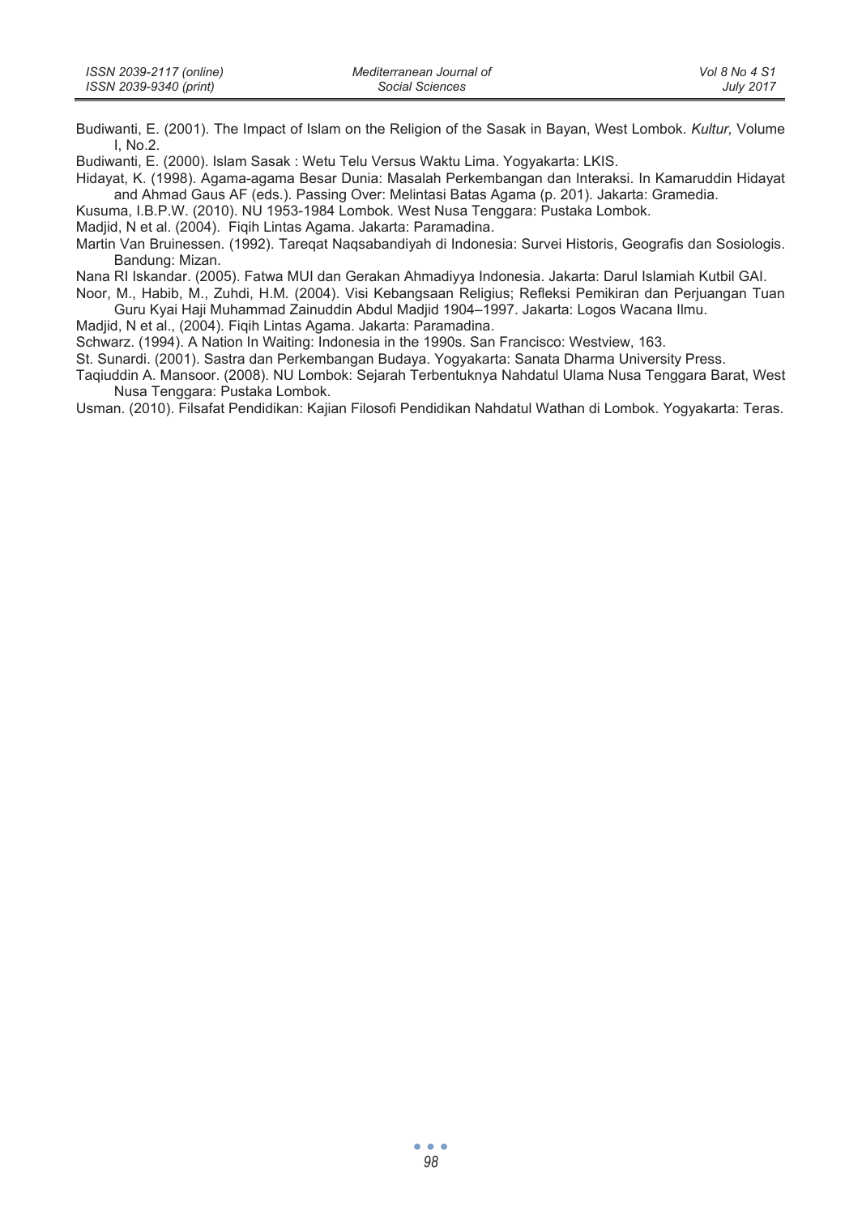Budiwanti, E. (2001). The Impact of Islam on the Religion of the Sasak in Bayan, West Lombok. *Kultur,* Volume I, No.2.

Budiwanti, E. (2000). Islam Sasak : Wetu Telu Versus Waktu Lima. Yogyakarta: LKIS.

Hidayat, K. (1998). Agama-agama Besar Dunia: Masalah Perkembangan dan Interaksi. In Kamaruddin Hidayat and Ahmad Gaus AF (eds.). Passing Over: Melintasi Batas Agama (p. 201). Jakarta: Gramedia.

Kusuma, I.B.P.W. (2010). NU 1953-1984 Lombok. West Nusa Tenggara: Pustaka Lombok.

Madjid, N et al. (2004). Fiqih Lintas Agama. Jakarta: Paramadina.

Martin Van Bruinessen. (1992). Tareqat Naqsabandiyah di Indonesia: Survei Historis, Geografis dan Sosiologis. Bandung: Mizan.

Nana RI Iskandar. (2005). Fatwa MUI dan Gerakan Ahmadiyya Indonesia. Jakarta: Darul Islamiah Kutbil GAI.

Noor, M., Habib, M., Zuhdi, H.M. (2004). Visi Kebangsaan Religius; Refleksi Pemikiran dan Perjuangan Tuan Guru Kyai Haji Muhammad Zainuddin Abdul Madjid 1904–1997. Jakarta: Logos Wacana Ilmu.

Madjid, N et al., (2004). Fiqih Lintas Agama. Jakarta: Paramadina.

Schwarz. (1994). A Nation In Waiting: Indonesia in the 1990s. San Francisco: Westview, 163.

St. Sunardi. (2001). Sastra dan Perkembangan Budaya. Yogyakarta: Sanata Dharma University Press.

Taqiuddin A. Mansoor. (2008). NU Lombok: Sejarah Terbentuknya Nahdatul Ulama Nusa Tenggara Barat, West Nusa Tenggara: Pustaka Lombok.

Usman. (2010). Filsafat Pendidikan: Kajian Filosofi Pendidikan Nahdatul Wathan di Lombok. Yogyakarta: Teras.